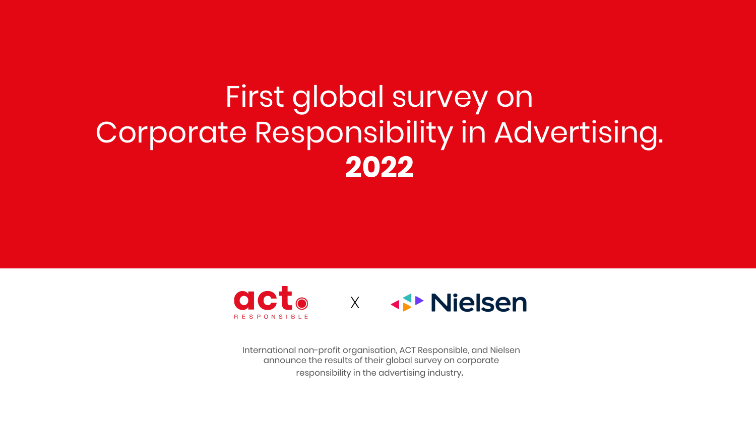# First global survey on Corporate Responsibility in Advertising. **2022**

act RESPONSIBLE X Nielsen

International non-profit organisation, ACT Responsible, and Nielsen announce the results of their global survey on corporate responsibility in the advertising industry.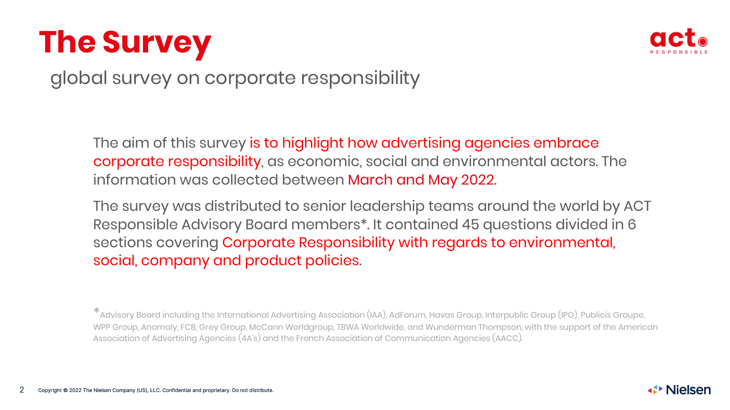# The Survey

global survey on corporate responsibility

The aim of this survey is to highlight how advertising agencies embrace corporate responsibility, as economic, social and environmental actors. The information was collected between March and May 2022.

The survey was distributed to senior leadership teams around the world by ACT Responsible Advisory Board members*. It contained 45 questions divided in 6 sections covering Corporate Responsibility with regards to environmental, social, company and product policies.

*Advisory Board including the International Advertising Association (IAA), AdForum, Havas Group, Interpublic Group (IPG), Publicis Groupe, WPP Group, Anomaly, FCB, Grey Group, McCann Worldgroup, TBWA Worldwide, and Wunderman Thompson, with the support of the American Association of Advertising Agencies (4A's) and the French Association of Communication Agencies (AACC).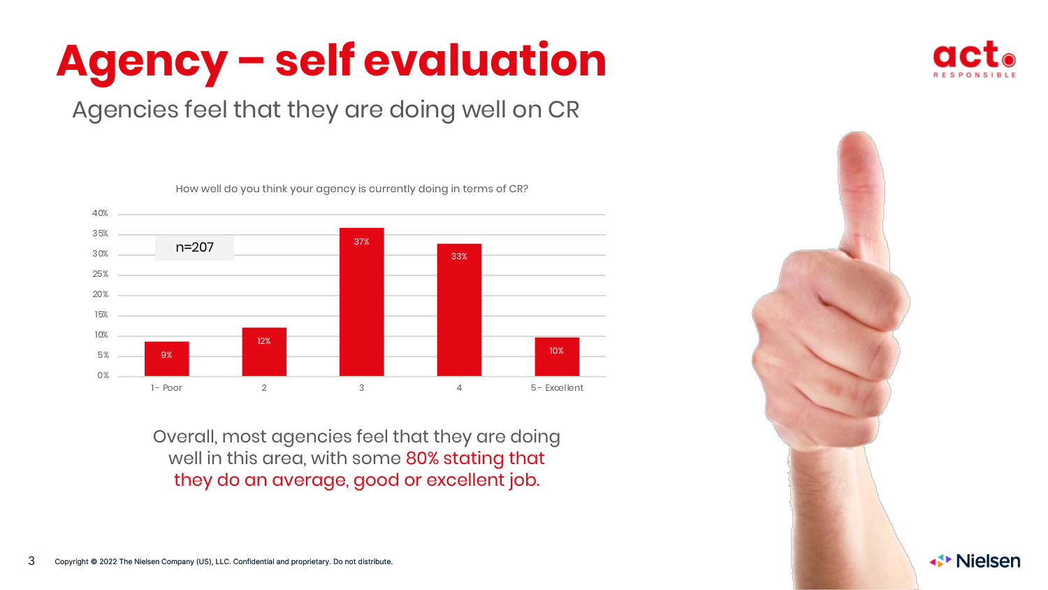# Agency – self evaluation

Agencies feel that they are doing well on CR

How well do you think your agency is currently doing in terms of CR?

n=207

| Rating | % |
| --- | --- |
| 1- Poor | 9% |
| 2 | 12% |
| 3 | 37% |
| 4 | 33% |
| 5- Excellent | 10% |

Overall, most agencies feel that they are doing well in this area, with some 80% stating that they do an average, good or excellent job.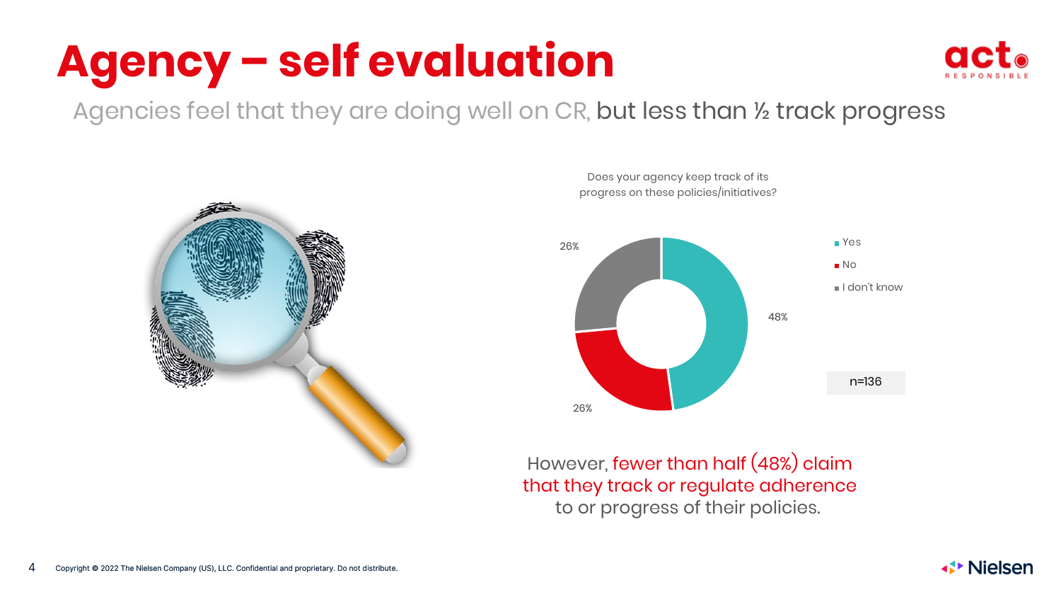# Agency – self evaluation

Agencies feel that they are doing well on CR, but less than ½ track progress

Does your agency keep track of its progress on these policies/initiatives?

| Response | % |
|---|---|
| Yes | 48% |
| No | 26% |
| I don't know | 26% |

n=136

However, fewer than half (48%) claim that they track or regulate adherence to or progress of their policies.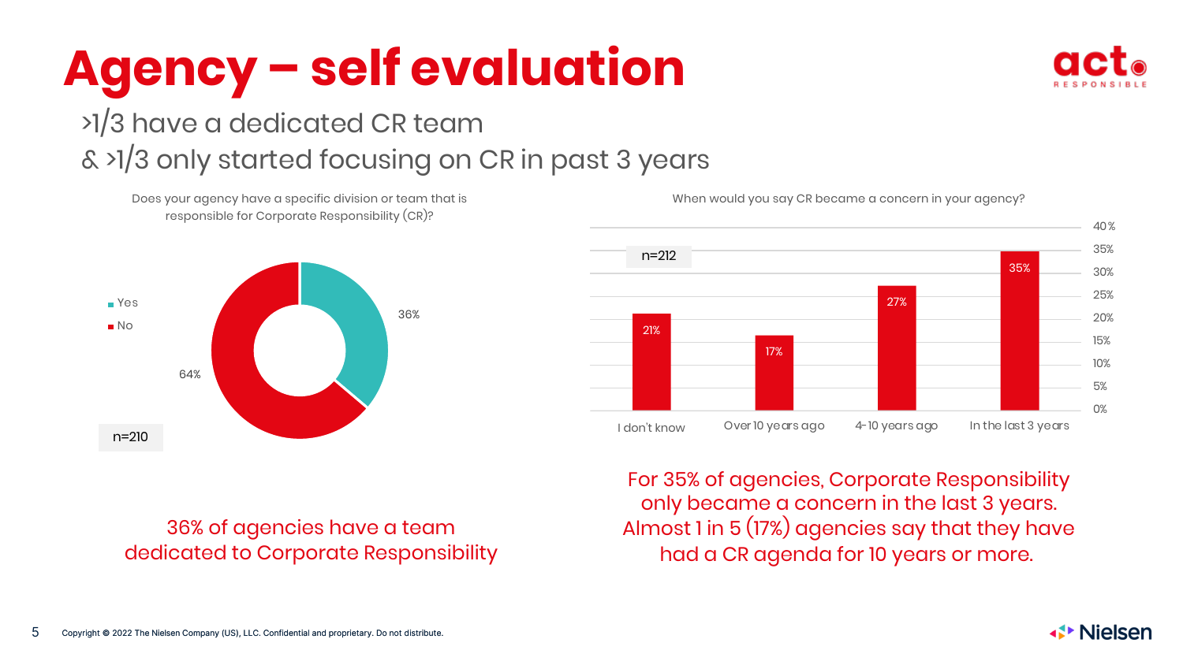# Agency – self evaluation

## >1/3 have a dedicated CR team & >1/3 only started focusing on CR in past 3 years

**Does your agency have a specific division or team that is responsible for Corporate Responsibility (CR)?**

n=210

| Response | % |
| --- | --- |
| Yes | 36% |
| No | 64% |

36% of agencies have a team dedicated to Corporate Responsibility

**When would you say CR became a concern in your agency?**

n=212

| Response | % |
| --- | --- |
| I don't know | 21% |
| Over 10 years ago | 17% |
| 4-10 years ago | 27% |
| In the last 3 years | 35% |

For 35% of agencies, Corporate Responsibility only became a concern in the last 3 years. Almost 1 in 5 (17%) agencies say that they have had a CR agenda for 10 years or more.

Copyright © 2022 The Nielsen Company (US), LLC. Confidential and proprietary. Do not distribute.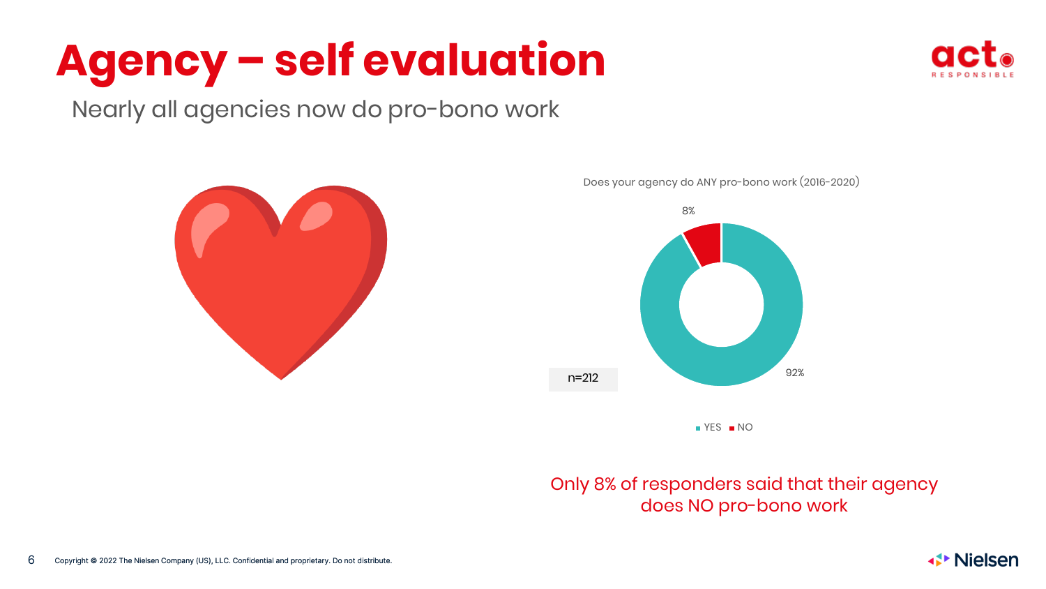# Agency – self evaluation

Nearly all agencies now do pro-bono work

Does your agency do ANY pro-bono work (2016-2020)

| Response | Share |
| --- | --- |
| YES | 92% |
| NO | 8% |

n=212

Only 8% of responders said that their agency does NO pro-bono work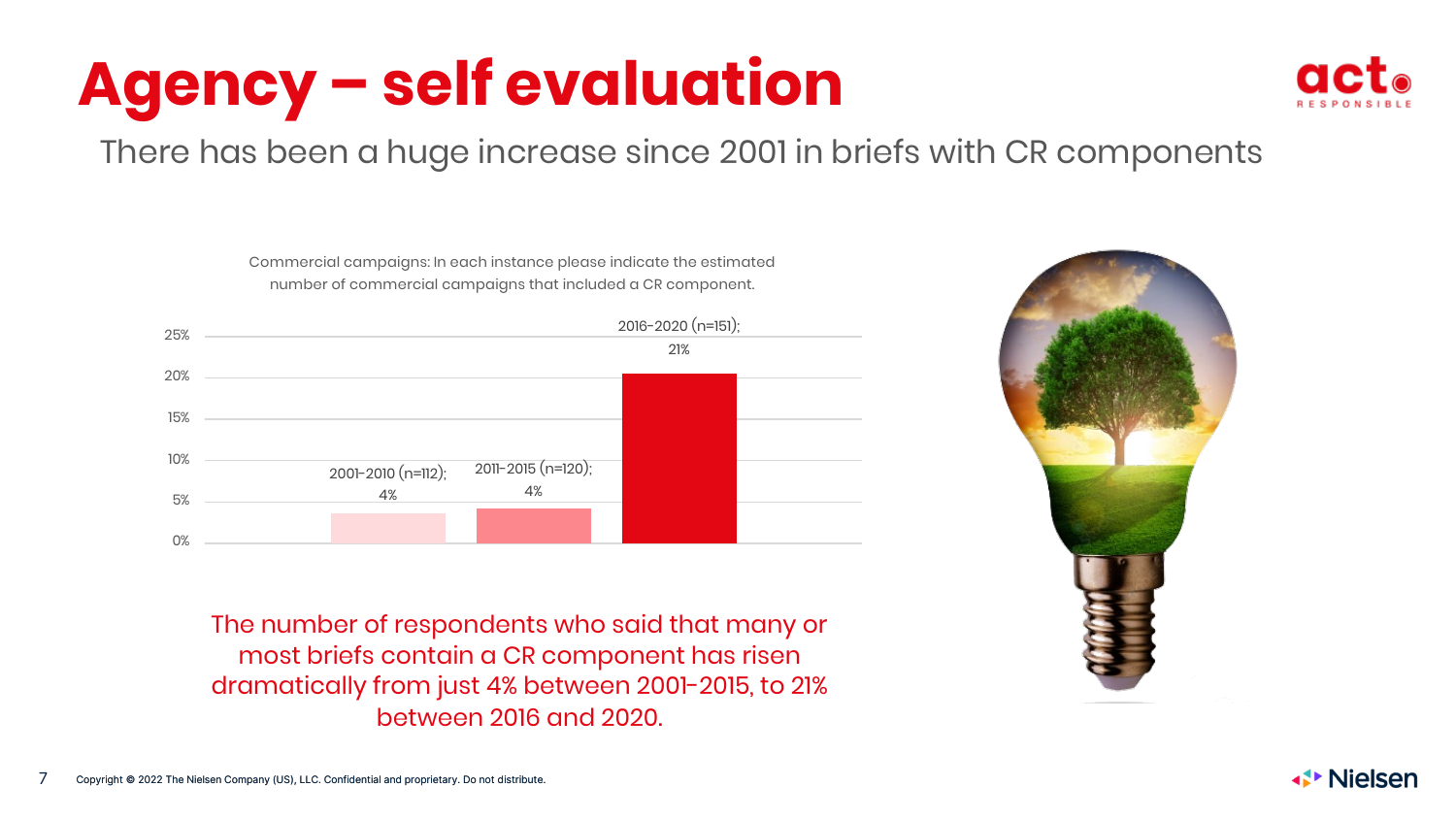# Agency – self evaluation

There has been a huge increase since 2001 in briefs with CR components

Commercial campaigns: In each instance please indicate the estimated number of commercial campaigns that included a CR component.

| Period | Percentage |
| --- | --- |
| 2001-2010 (n=112) | 4% |
| 2011-2015 (n=120) | 4% |
| 2016-2020 (n=151) | 21% |

The number of respondents who said that many or most briefs contain a CR component has risen dramatically from just 4% between 2001-2015, to 21% between 2016 and 2020.

Copyright © 2022 The Nielsen Company (US), LLC. Confidential and proprietary. Do not distribute.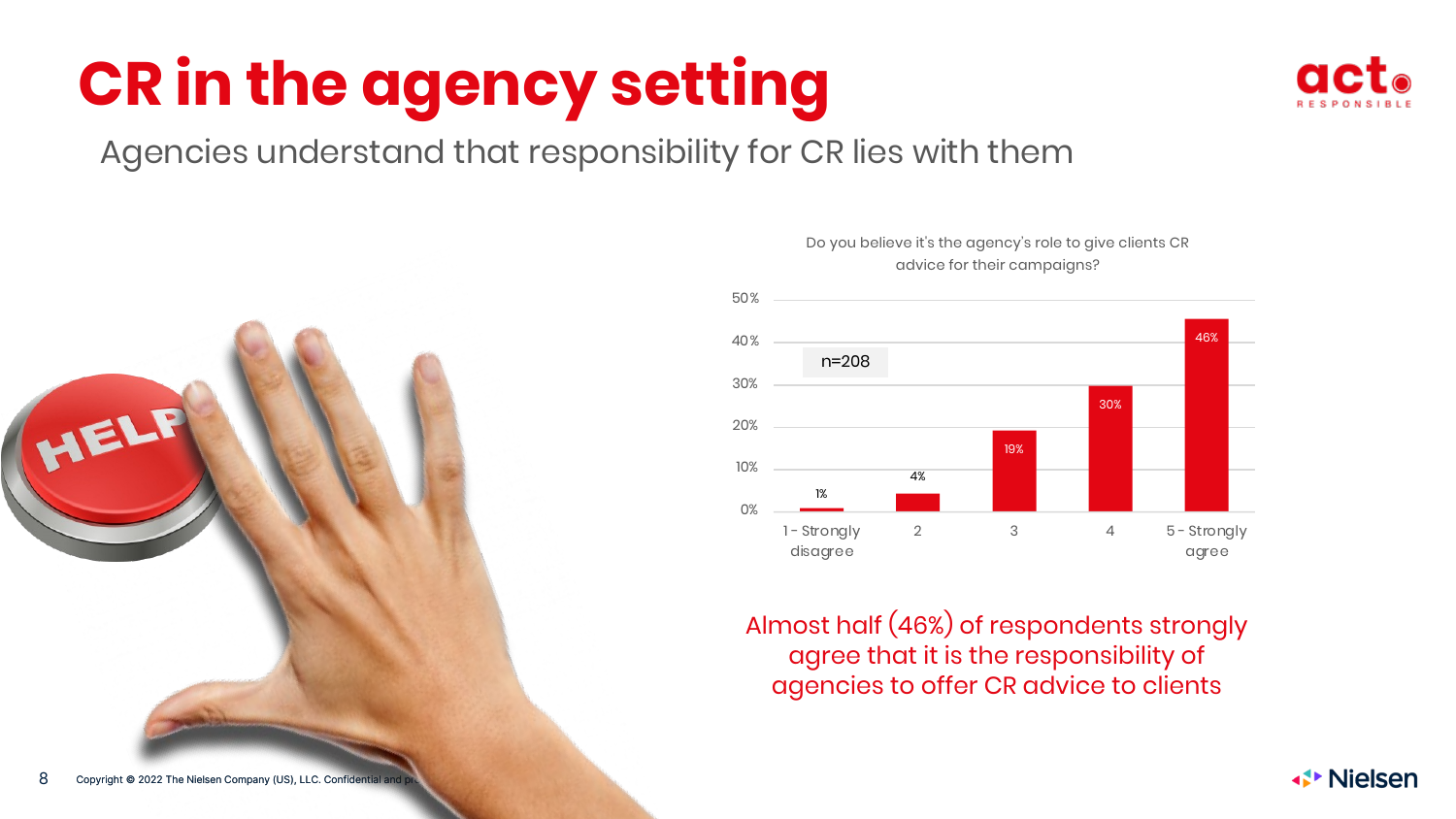# CR in the agency setting

Agencies understand that responsibility for CR lies with them

Do you believe it's the agency's role to give clients CR advice for their campaigns?

n=208

| Response | % |
|---|---|
| 1 - Strongly disagree | 1% |
| 2 | 4% |
| 3 | 19% |
| 4 | 30% |
| 5 - Strongly agree | 46% |

Almost half (46%) of respondents strongly agree that it is the responsibility of agencies to offer CR advice to clients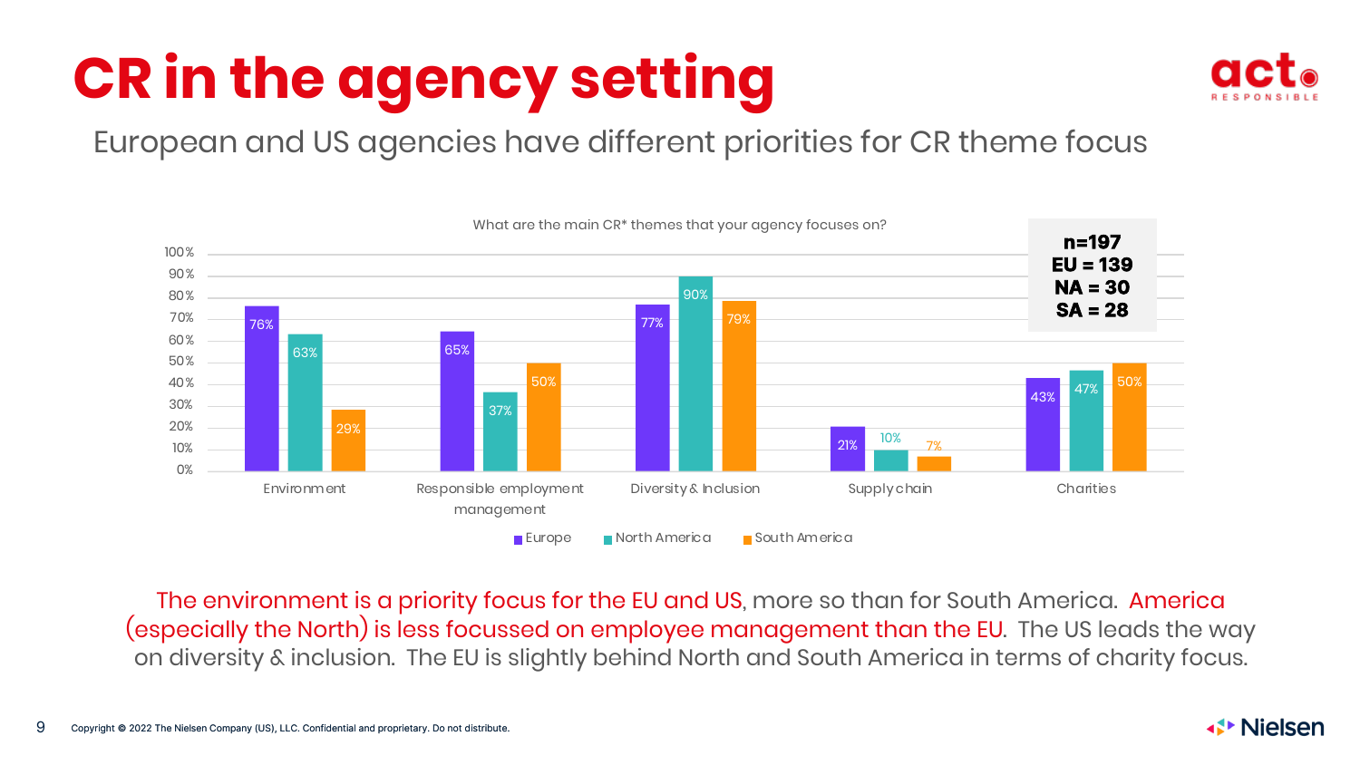# CR in the agency setting

## European and US agencies have different priorities for CR theme focus

What are the main CR* themes that your agency focuses on?

**n=197**
**EU = 139**
**NA = 30**
**SA = 28**

| Theme | Europe | North America | South America |
|---|---|---|---|
| Environment | 76% | 63% | 29% |
| Responsible employment management | 65% | 37% | 50% |
| Diversity & Inclusion | 77% | 90% | 79% |
| Supply chain | 21% | 10% | 7% |
| Charities | 43% | 47% | 50% |

The environment is a priority focus for the EU and US, more so than for South America. America (especially the North) is less focussed on employee management than the EU. The US leads the way on diversity & inclusion. The EU is slightly behind North and South America in terms of charity focus.

Copyright © 2022 The Nielsen Company (US), LLC. Confidential and proprietary. Do not distribute.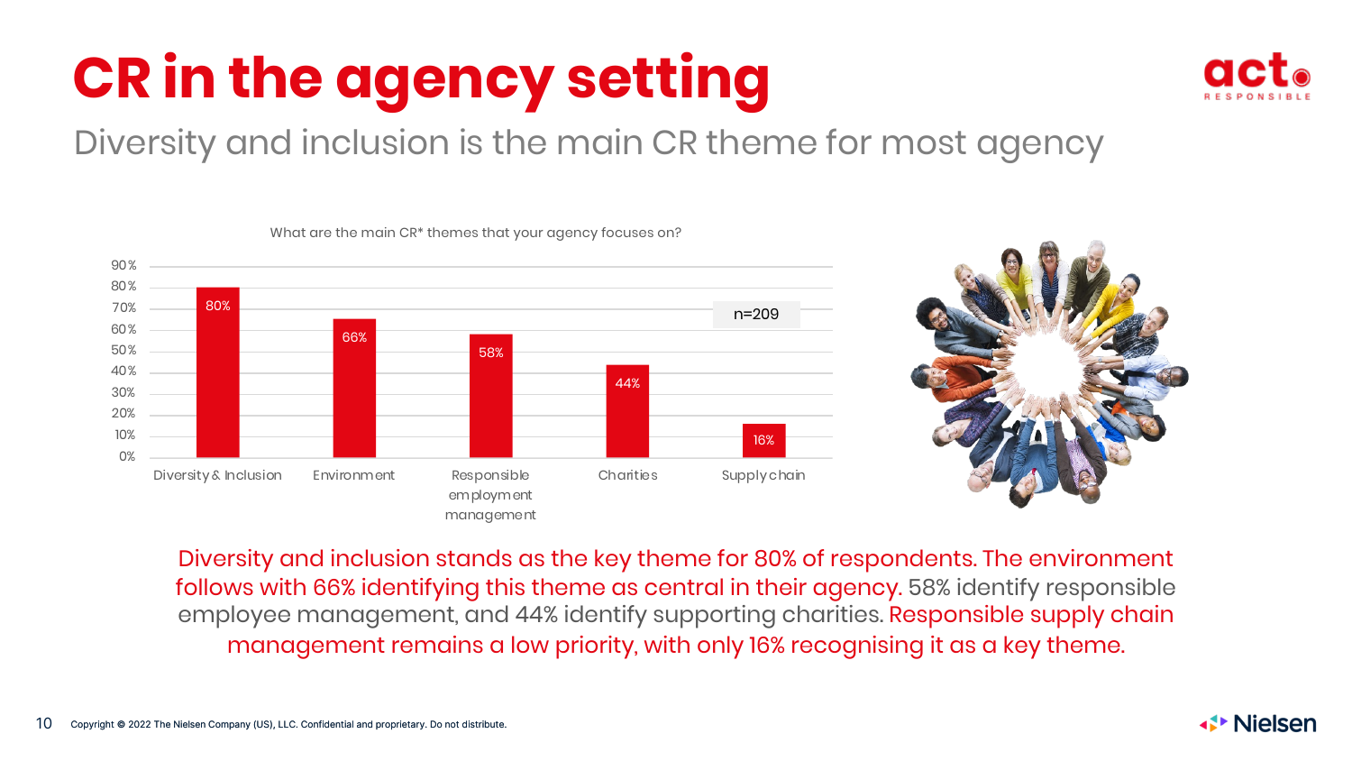# CR in the agency setting

## Diversity and inclusion is the main CR theme for most agency

What are the main CR* themes that your agency focuses on?

n=209

| Theme | % |
|---|---|
| Diversity & Inclusion | 80% |
| Environment | 66% |
| Responsible employment management | 58% |
| Charities | 44% |
| Supply chain | 16% |

Diversity and inclusion stands as the key theme for 80% of respondents. The environment follows with 66% identifying this theme as central in their agency. 58% identify responsible employee management, and 44% identify supporting charities. Responsible supply chain management remains a low priority, with only 16% recognising it as a key theme.

Copyright © 2022 The Nielsen Company (US), LLC. Confidential and proprietary. Do not distribute.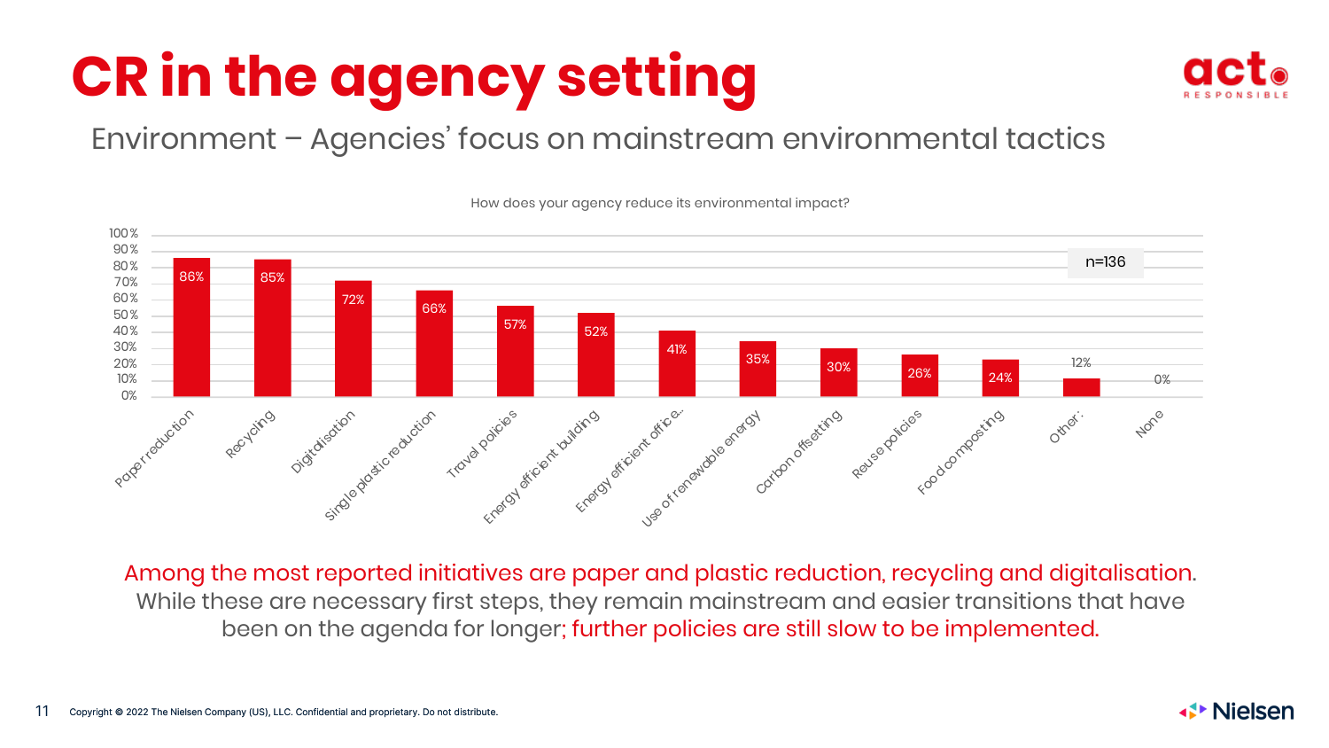# CR in the agency setting

## Environment – Agencies' focus on mainstream environmental tactics

How does your agency reduce its environmental impact?

n=136

| Initiative | % |
|---|---|
| Paper reduction | 86% |
| Recycling | 85% |
| Digitalisation | 72% |
| Single plastic reduction | 66% |
| Travel policies | 57% |
| Energy efficient building | 52% |
| Energy efficient office... | 41% |
| Use of renewable energy | 35% |
| Carbon offsetting | 30% |
| Reuse policies | 26% |
| Food composting | 24% |
| Other: | 12% |
| None | 0% |

Among the most reported initiatives are paper and plastic reduction, recycling and digitalisation. While these are necessary first steps, they remain mainstream and easier transitions that have been on the agenda for longer; further policies are still slow to be implemented.

Copyright © 2022 The Nielsen Company (US), LLC. Confidential and proprietary. Do not distribute.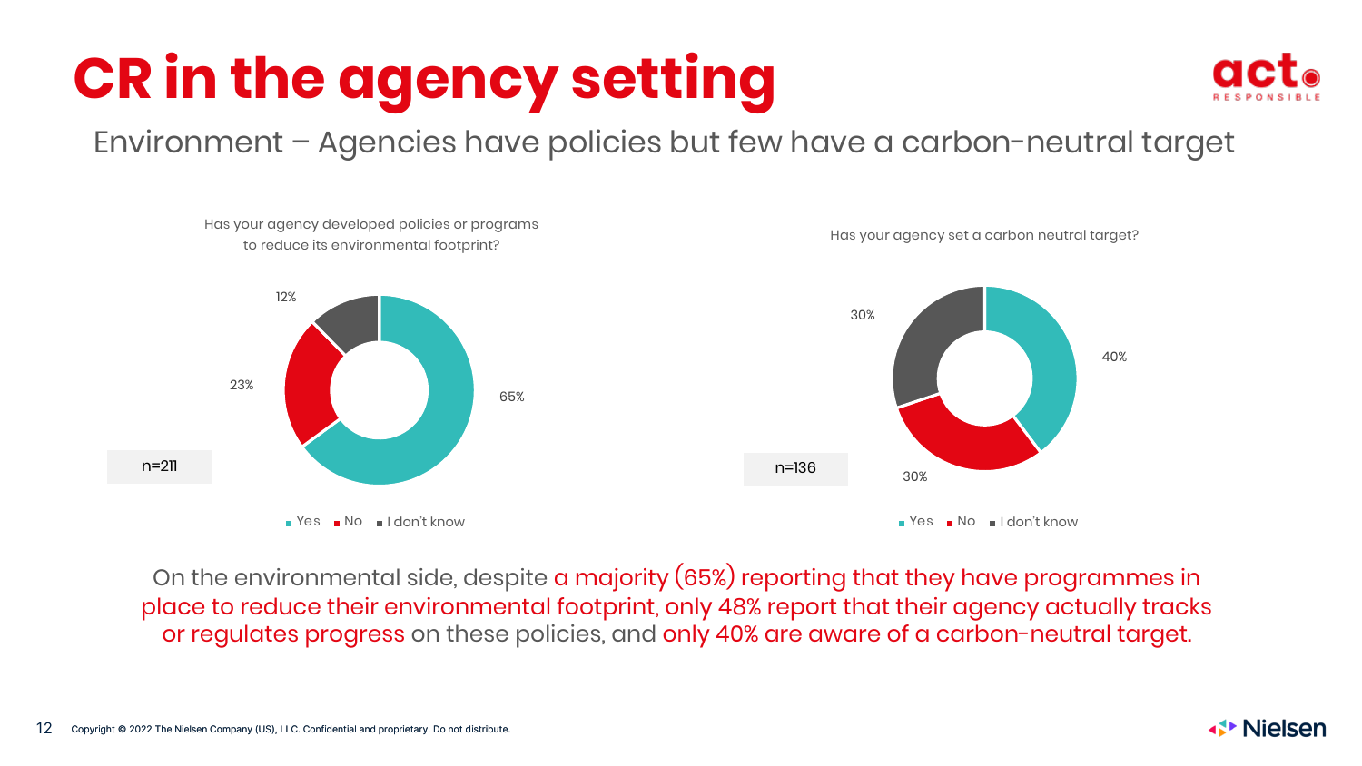# CR in the agency setting

## Environment – Agencies have policies but few have a carbon-neutral target

**Has your agency developed policies or programs to reduce its environmental footprint?**

n=211

| Response | % |
| --- | --- |
| Yes | 65% |
| No | 23% |
| I don't know | 12% |

**Has your agency set a carbon neutral target?**

n=136

| Response | % |
| --- | --- |
| Yes | 40% |
| No | 30% |
| I don't know | 30% |

On the environmental side, despite a majority (65%) reporting that they have programmes in place to reduce their environmental footprint, only 48% report that their agency actually tracks or regulates progress on these policies, and only 40% are aware of a carbon-neutral target.

Copyright © 2022 The Nielsen Company (US), LLC. Confidential and proprietary. Do not distribute.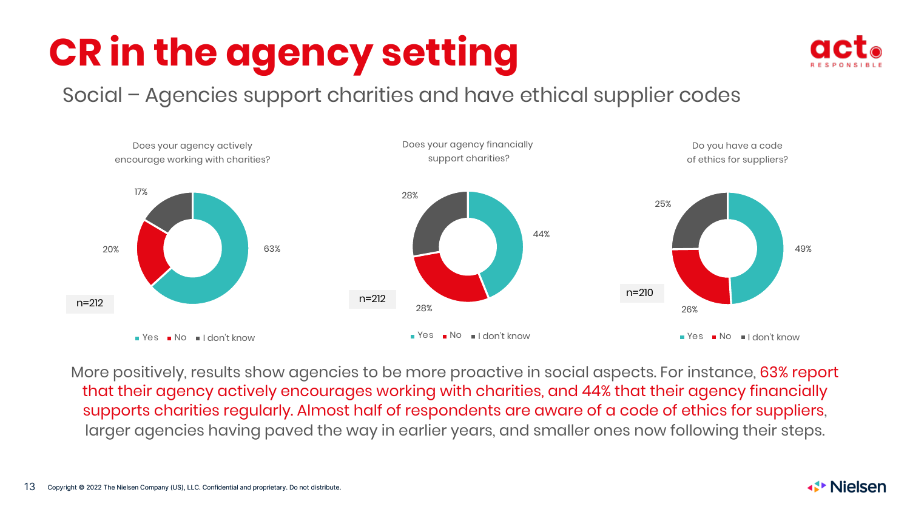# CR in the agency setting

## Social – Agencies support charities and have ethical supplier codes

**Does your agency actively encourage working with charities?** (n=212)

| Yes | No | I don't know |
|---|---|---|
| 63% | 20% | 17% |

**Does your agency financially support charities?** (n=212)

| Yes | No | I don't know |
|---|---|---|
| 44% | 28% | 28% |

**Do you have a code of ethics for suppliers?** (n=210)

| Yes | No | I don't know |
|---|---|---|
| 49% | 26% | 25% |

More positively, results show agencies to be more proactive in social aspects. For instance, 63% report that their agency actively encourages working with charities, and 44% that their agency financially supports charities regularly. Almost half of respondents are aware of a code of ethics for suppliers, larger agencies having paved the way in earlier years, and smaller ones now following their steps.

Copyright © 2022 The Nielsen Company (US), LLC. Confidential and proprietary. Do not distribute.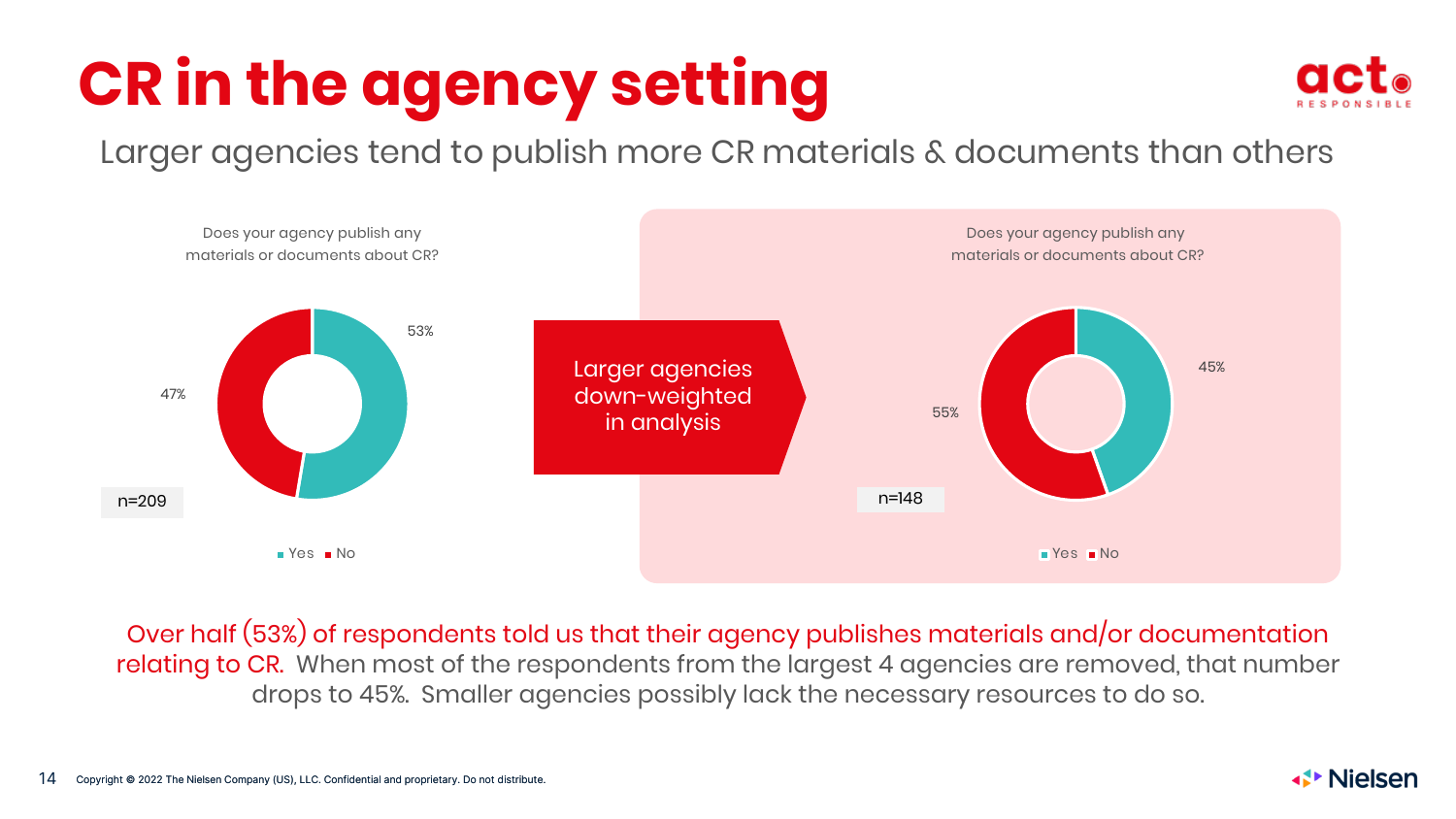# CR in the agency setting

## Larger agencies tend to publish more CR materials & documents than others

Does your agency publish any materials or documents about CR?

- Yes: 53%
- No: 47%

n=209

Larger agencies down-weighted in analysis

Does your agency publish any materials or documents about CR?

- Yes: 45%
- No: 55%

n=148

Over half (53%) of respondents told us that their agency publishes materials and/or documentation relating to CR. When most of the respondents from the largest 4 agencies are removed, that number drops to 45%. Smaller agencies possibly lack the necessary resources to do so.

Copyright © 2022 The Nielsen Company (US), LLC. Confidential and proprietary. Do not distribute.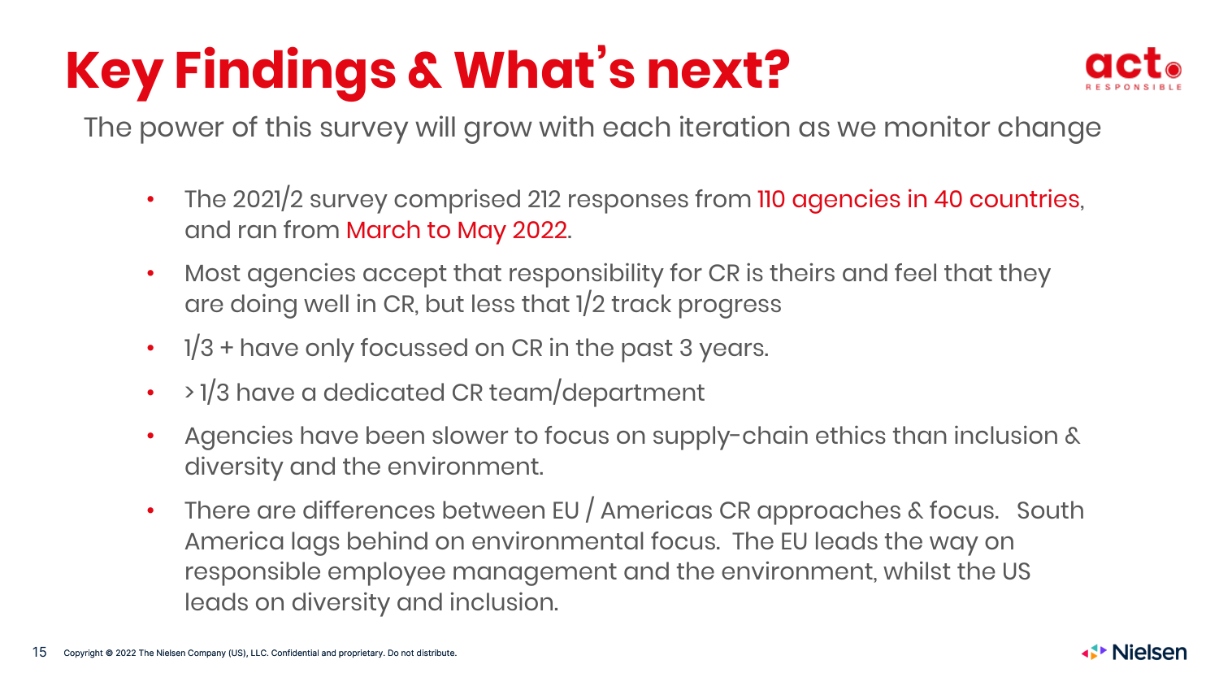# Key Findings & What's next?

The power of this survey will grow with each iteration as we monitor change

- The 2021/2 survey comprised 212 responses from 110 agencies in 40 countries, and ran from March to May 2022.
- Most agencies accept that responsibility for CR is theirs and feel that they are doing well in CR, but less that 1/2 track progress
- 1/3 + have only focussed on CR in the past 3 years.
- > 1/3 have a dedicated CR team/department
- Agencies have been slower to focus on supply-chain ethics than inclusion & diversity and the environment.
- There are differences between EU / Americas CR approaches & focus. South America lags behind on environmental focus. The EU leads the way on responsible employee management and the environment, whilst the US leads on diversity and inclusion.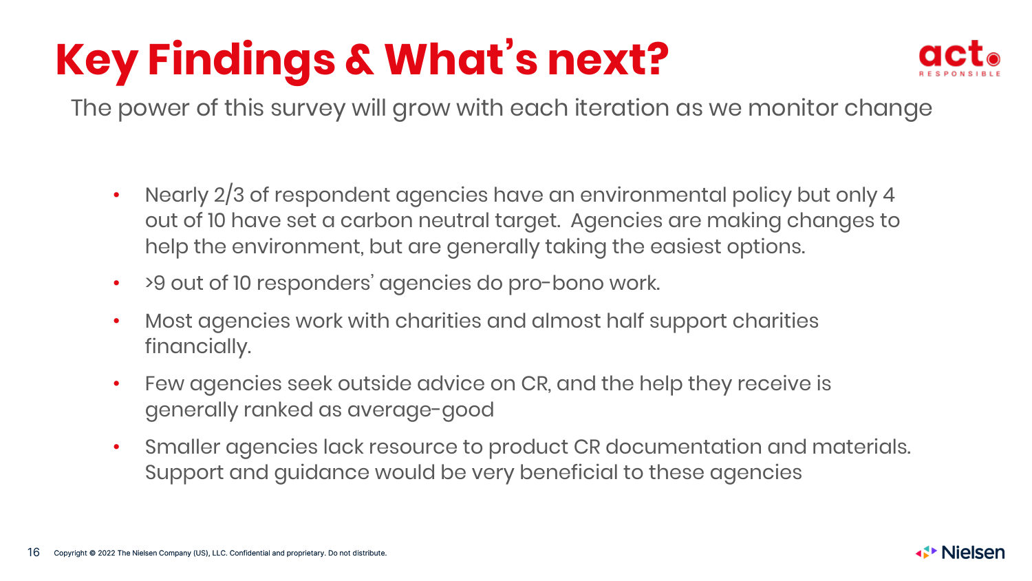# Key Findings & What's next?

The power of this survey will grow with each iteration as we monitor change

- Nearly 2/3 of respondent agencies have an environmental policy but only 4 out of 10 have set a carbon neutral target. Agencies are making changes to help the environment, but are generally taking the easiest options.
- >9 out of 10 responders' agencies do pro-bono work.
- Most agencies work with charities and almost half support charities financially.
- Few agencies seek outside advice on CR, and the help they receive is generally ranked as average-good
- Smaller agencies lack resource to product CR documentation and materials. Support and guidance would be very beneficial to these agencies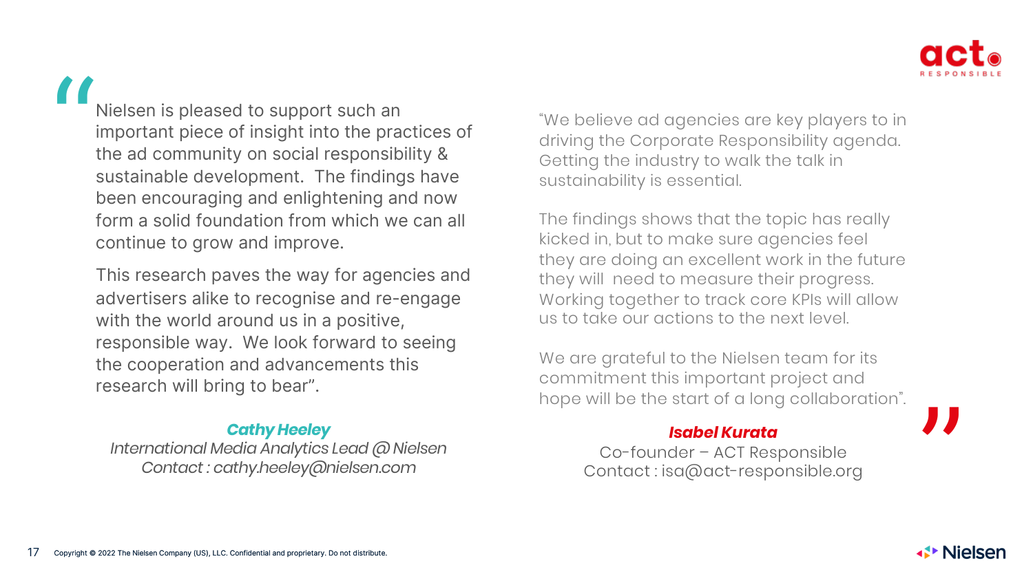"Nielsen is pleased to support such an important piece of insight into the practices of the ad community on social responsibility & sustainable development. The findings have been encouraging and enlightening and now form a solid foundation from which we can all continue to grow and improve.

This research paves the way for agencies and advertisers alike to recognise and re-engage with the world around us in a positive, responsible way. We look forward to seeing the cooperation and advancements this research will bring to bear".

***Cathy Heeley***
*International Media Analytics Lead @ Nielsen*
*Contact : cathy.heeley@nielsen.com*

"We believe ad agencies are key players to in driving the Corporate Responsibility agenda. Getting the industry to walk the talk in sustainability is essential.

The findings shows that the topic has really kicked in, but to make sure agencies feel they are doing an excellent work in the future they will need to measure their progress. Working together to track core KPIs will allow us to take our actions to the next level.

We are grateful to the Nielsen team for its commitment this important project and hope will be the start of a long collaboration".

***Isabel Kurata***
Co-founder – ACT Responsible
Contact : isa@act-responsible.org

Copyright © 2022 The Nielsen Company (US), LLC. Confidential and proprietary. Do not distribute.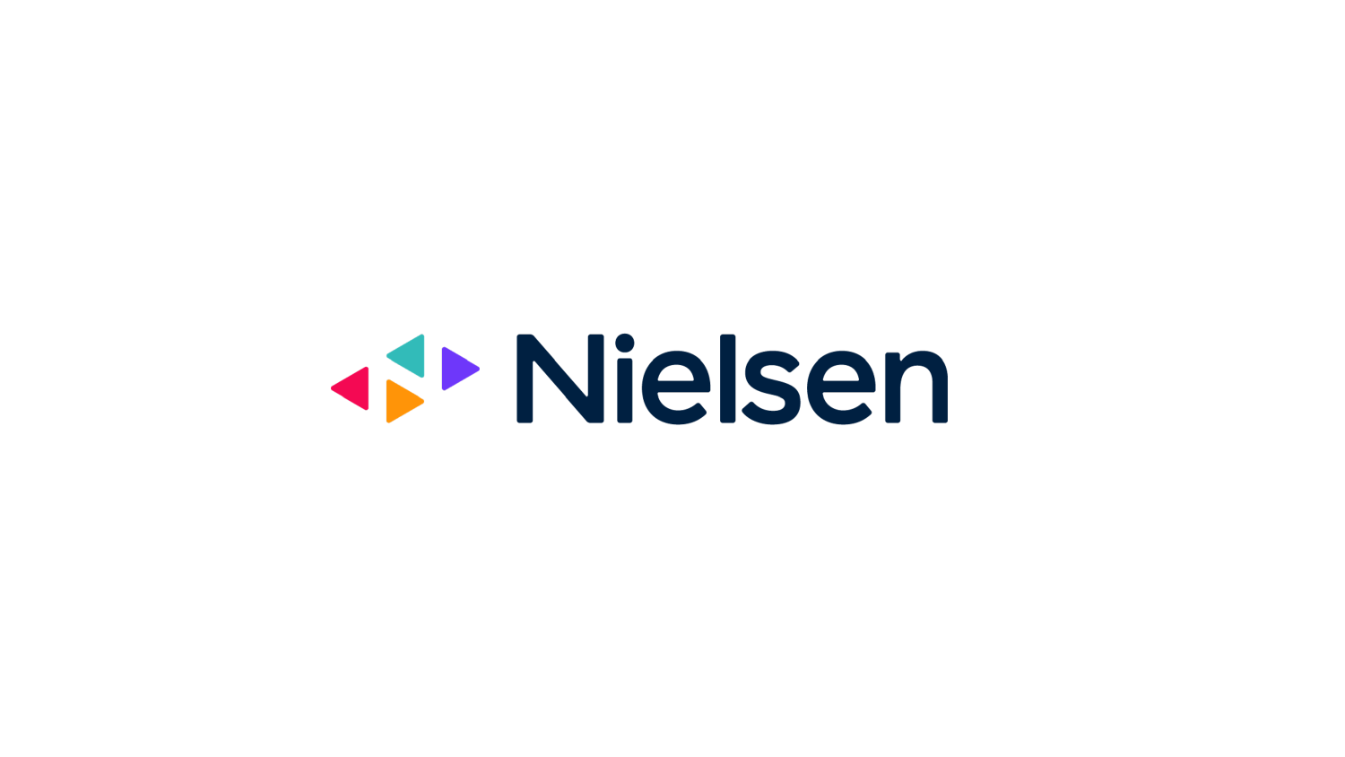Nielsen